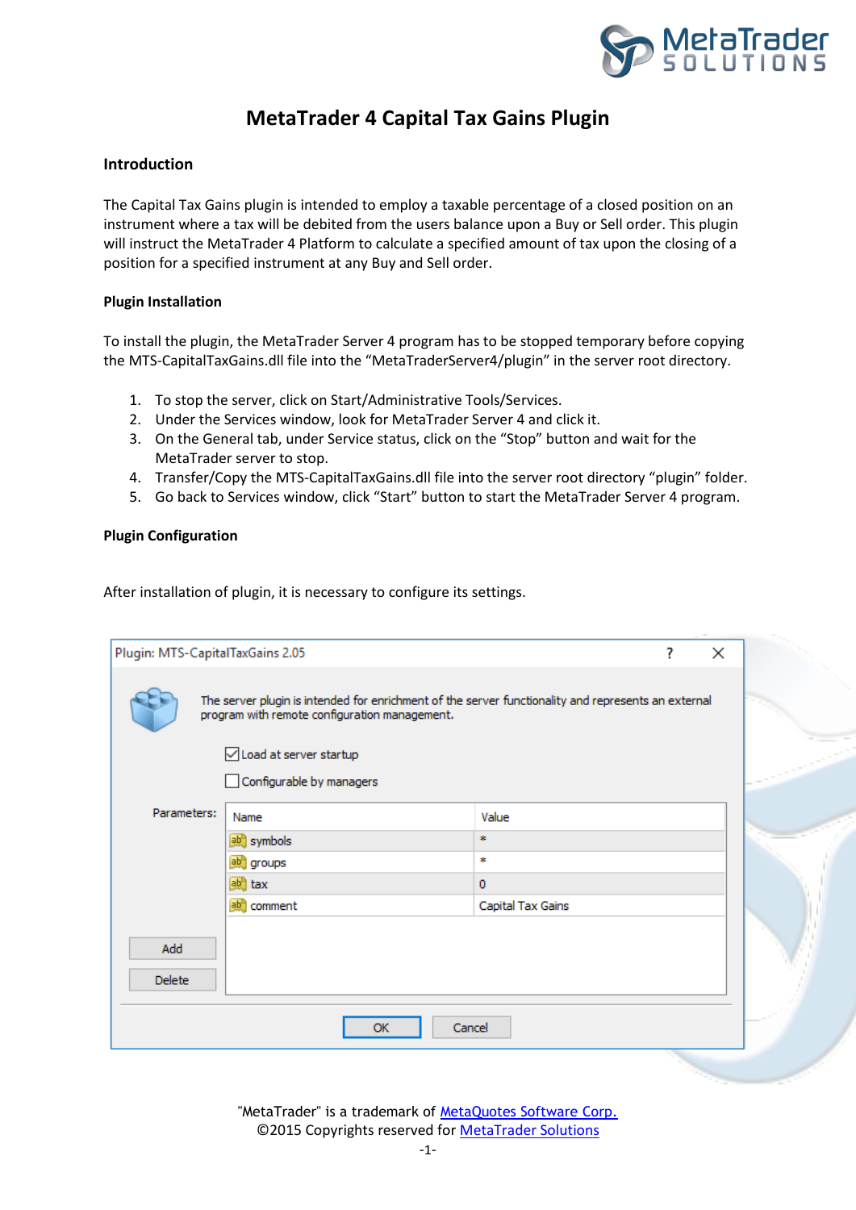# MetaTrader 4 Capital Tax Gains Plugin

## Introduction

The Capital Tax Gains plugin is intended to employ a taxable percentage of a closed position on an instrument where a tax will be debited from the users balance upon a Buy or Sell order. This plugin will instruct the MetaTrader 4 Platform to calculate a specified amount of tax upon the closing of a position for a specified instrument at any Buy and Sell order.

### Plugin Installation

To install the plugin, the MetaTrader Server 4 program has to be stopped temporary before copying the MTS-CapitalTaxGains.dll file into the "MetaTraderServer4/plugin" in the server root directory.

1. To stop the server, click on Start/Administrative Tools/Services.
2. Under the Services window, look for MetaTrader Server 4 and click it.
3. On the General tab, under Service status, click on the "Stop" button and wait for the MetaTrader server to stop.
4. Transfer/Copy the MTS-CapitalTaxGains.dll file into the server root directory "plugin" folder.
5. Go back to Services window, click "Start" button to start the MetaTrader Server 4 program.

### Plugin Configuration

After installation of plugin, it is necessary to configure its settings.

Plugin: MTS-CapitalTaxGains 2.05

The server plugin is intended for enrichment of the server functionality and represents an external program with remote configuration management.

- [x] Load at server startup
- [ ] Configurable by managers

Parameters:

| Name | Value |
| --- | --- |
| symbols | * |
| groups | * |
| tax | 0 |
| comment | Capital Tax Gains |

Add | Delete | OK | Cancel

"MetaTrader" is a trademark of MetaQuotes Software Corp.
©2015 Copyrights reserved for MetaTrader Solutions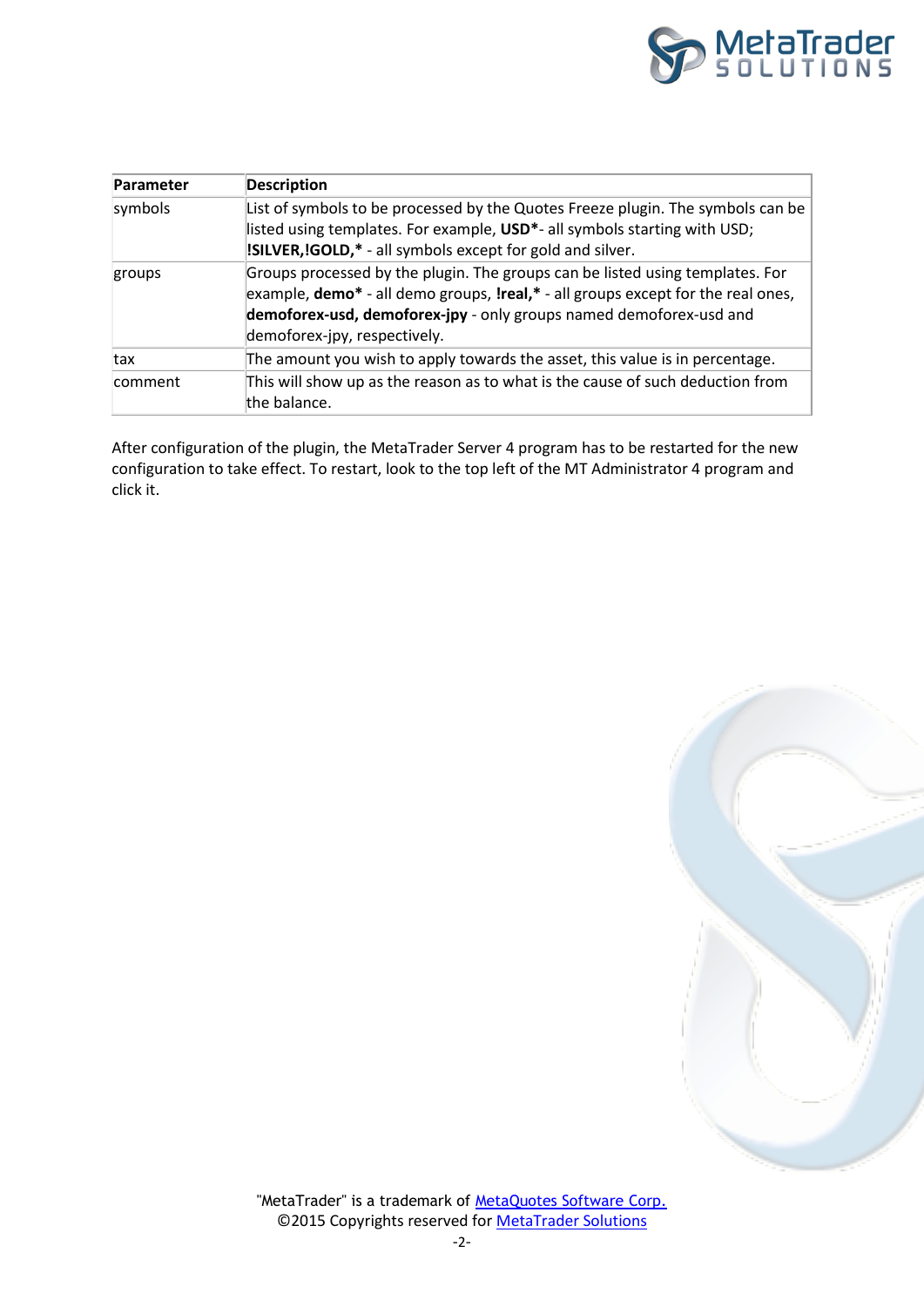| Parameter | Description |
|---|---|
| symbols | List of symbols to be processed by the Quotes Freeze plugin. The symbols can be listed using templates. For example, **USD***- all symbols starting with USD; **!SILVER,!GOLD,*** - all symbols except for gold and silver. |
| groups | Groups processed by the plugin. The groups can be listed using templates. For example, **demo*** - all demo groups, **!real,*** - all groups except for the real ones, **demoforex-usd, demoforex-jpy** - only groups named demoforex-usd and demoforex-jpy, respectively. |
| tax | The amount you wish to apply towards the asset, this value is in percentage. |
| comment | This will show up as the reason as to what is the cause of such deduction from the balance. |

After configuration of the plugin, the MetaTrader Server 4 program has to be restarted for the new configuration to take effect. To restart, look to the top left of the MT Administrator 4 program and click it.

"MetaTrader" is a trademark of MetaQuotes Software Corp.
©2015 Copyrights reserved for MetaTrader Solutions